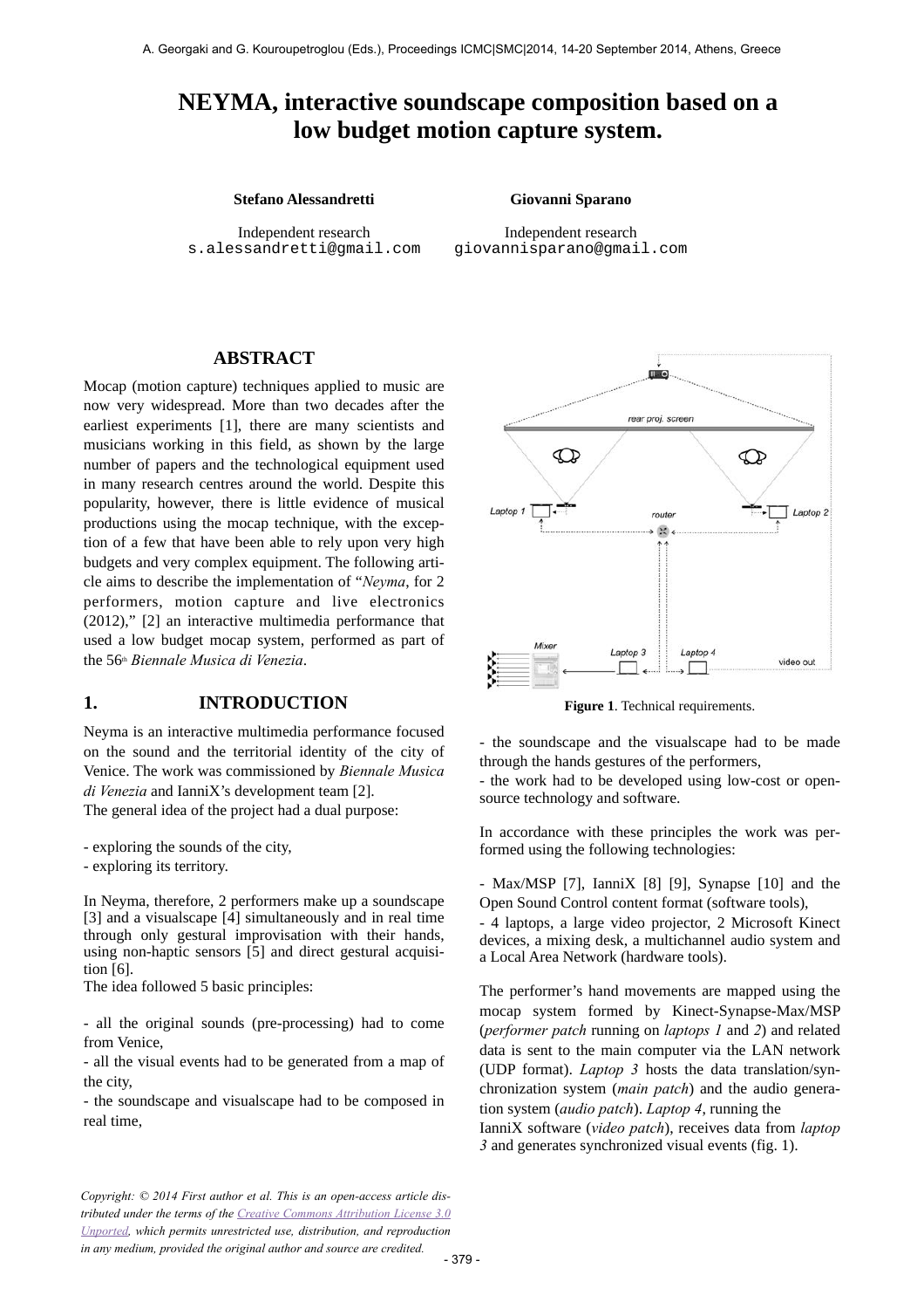# NEYMA, interactive soundscape composition based on a low budget motion capture system.

**Stefano Alessandretti**
Independent research
s.alessandretti@gmail.com

**Giovanni Sparano**
Independent research
giovannisparano@gmail.com

## ABSTRACT

Mocap (motion capture) techniques applied to music are now very widespread. More than two decades after the earliest experiments [1], there are many scientists and musicians working in this field, as shown by the large number of papers and the technological equipment used in many research centres around the world. Despite this popularity, however, there is little evidence of musical productions using the mocap technique, with the exception of a few that have been able to rely upon very high budgets and very complex equipment. The following article aims to describe the implementation of "*Neyma*, for 2 performers, motion capture and live electronics (2012)," [2] an interactive multimedia performance that used a low budget mocap system, performed as part of the 56th *Biennale Musica di Venezia*.

## 1. INTRODUCTION

Neyma is an interactive multimedia performance focused on the sound and the territorial identity of the city of Venice. The work was commissioned by *Biennale Musica di Venezia* and IanniX's development team [2].
The general idea of the project had a dual purpose:

- exploring the sounds of the city,
- exploring its territory.

In Neyma, therefore, 2 performers make up a soundscape [3] and a visualscape [4] simultaneously and in real time through only gestural improvisation with their hands, using non-haptic sensors [5] and direct gestural acquisition [6].
The idea followed 5 basic principles:

- all the original sounds (pre-processing) had to come from Venice,
- all the visual events had to be generated from a map of the city,
- the soundscape and visualscape had to be composed in real time,
- the soundscape and the visualscape had to be made through the hands gestures of the performers,
- the work had to be developed using low-cost or open-source technology and software.

**Figure 1**. Technical requirements.

In accordance with these principles the work was performed using the following technologies:

- Max/MSP [7], IanniX [8] [9], Synapse [10] and the Open Sound Control content format (software tools),
- 4 laptops, a large video projector, 2 Microsoft Kinect devices, a mixing desk, a multichannel audio system and a Local Area Network (hardware tools).

The performer's hand movements are mapped using the mocap system formed by Kinect-Synapse-Max/MSP (*performer patch* running on *laptops 1* and *2*) and related data is sent to the main computer via the LAN network (UDP format). *Laptop 3* hosts the data translation/synchronization system (*main patch*) and the audio generation system (*audio patch*). *Laptop 4*, running the IanniX software (*video patch*), receives data from *laptop 3* and generates synchronized visual events (fig. 1).

*Copyright: © 2014 First author et al. This is an open-access article distributed under the terms of the Creative Commons Attribution License 3.0 Unported, which permits unrestricted use, distribution, and reproduction in any medium, provided the original author and source are credited.*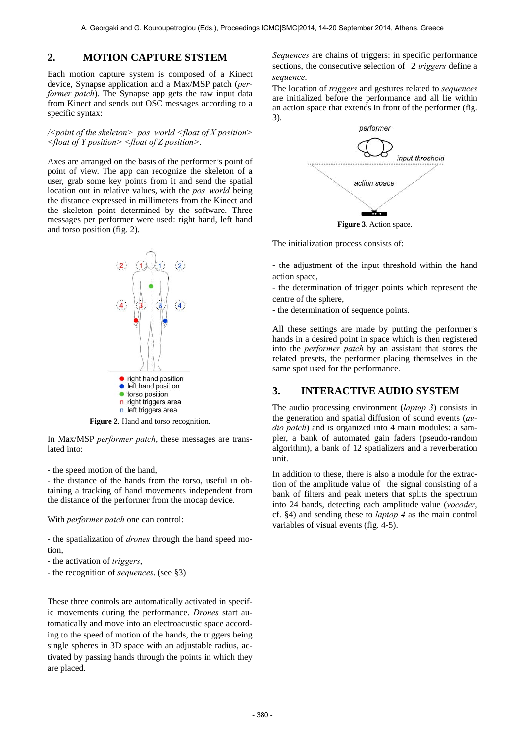## 2. MOTION CAPTURE STSTEM

Each motion capture system is composed of a Kinect device, Synapse application and a Max/MSP patch (*performer patch*). The Synapse app gets the raw input data from Kinect and sends out OSC messages according to a specific syntax:

*/<point of the skeleton>_pos_world <float of X position> <float of Y position> <float of Z position>.*

Axes are arranged on the basis of the performer's point of point of view. The app can recognize the skeleton of a user, grab some key points from it and send the spatial location out in relative values, with the *pos_world* being the distance expressed in millimeters from the Kinect and the skeleton point determined by the software. Three messages per performer were used: right hand, left hand and torso position (fig. 2).

**Figure 2**. Hand and torso recognition.

In Max/MSP *performer patch*, these messages are translated into:

- the speed motion of the hand,
- the distance of the hands from the torso, useful in obtaining a tracking of hand movements independent from the distance of the performer from the mocap device.

With *performer patch* one can control:

- the spatialization of *drones* through the hand speed motion,
- the activation of *triggers*,
- the recognition of *sequences*. (see §3)

These three controls are automatically activated in specific movements during the performance. *Drones* start automatically and move into an electroacoustic space according to the speed of motion of the hands, the triggers being single spheres in 3D space with an adjustable radius, activated by passing hands through the points in which they are placed.

*Sequences* are chains of triggers: in specific performance sections, the consecutive selection of 2 *triggers* define a *sequence*.

The location of *triggers* and gestures related to *sequences* are initialized before the performance and all lie within an action space that extends in front of the performer (fig. 3).

**Figure 3**. Action space.

The initialization process consists of:

- the adjustment of the input threshold within the hand action space,
- the determination of trigger points which represent the centre of the sphere,
- the determination of sequence points.

All these settings are made by putting the performer's hands in a desired point in space which is then registered into the *performer patch* by an assistant that stores the related presets, the performer placing themselves in the same spot used for the performance.

## 3. INTERACTIVE AUDIO SYSTEM

The audio processing environment (*laptop 3*) consists in the generation and spatial diffusion of sound events (*audio patch*) and is organized into 4 main modules: a sampler, a bank of automated gain faders (pseudo-random algorithm), a bank of 12 spatializers and a reverberation unit.

In addition to these, there is also a module for the extraction of the amplitude value of the signal consisting of a bank of filters and peak meters that splits the spectrum into 24 bands, detecting each amplitude value (*vocoder*, cf. §4) and sending these to *laptop 4* as the main control variables of visual events (fig. 4-5).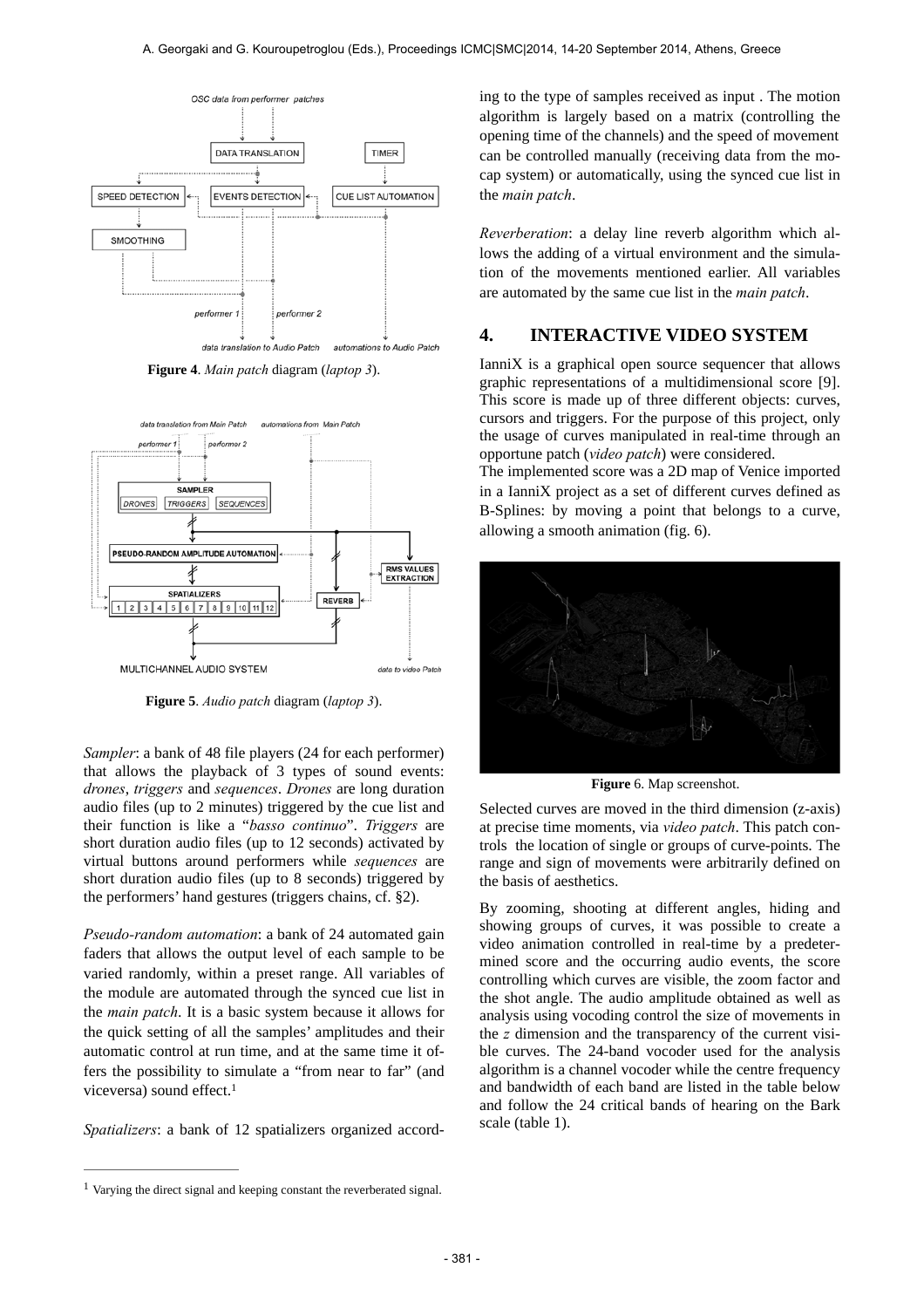**Figure 4**. *Main patch* diagram (*laptop 3*).

**Figure 5**. *Audio patch* diagram (*laptop 3*).

*Sampler*: a bank of 48 file players (24 for each performer) that allows the playback of 3 types of sound events: *drones*, *triggers* and *sequences*. *Drones* are long duration audio files (up to 2 minutes) triggered by the cue list and their function is like a "*basso continuo*". *Triggers* are short duration audio files (up to 12 seconds) activated by virtual buttons around performers while *sequences* are short duration audio files (up to 8 seconds) triggered by the performers' hand gestures (triggers chains, cf. §2).

*Pseudo-random automation*: a bank of 24 automated gain faders that allows the output level of each sample to be varied randomly, within a preset range. All variables of the module are automated through the synced cue list in the *main patch*. It is a basic system because it allows for the quick setting of all the samples' amplitudes and their automatic control at run time, and at the same time it offers the possibility to simulate a "from near to far" (and viceversa) sound effect.[1]

*Spatializers*: a bank of 12 spatializers organized according to the type of samples received as input . The motion algorithm is largely based on a matrix (controlling the opening time of the channels) and the speed of movement can be controlled manually (receiving data from the mocap system) or automatically, using the synced cue list in the *main patch*.

*Reverberation*: a delay line reverb algorithm which allows the adding of a virtual environment and the simulation of the movements mentioned earlier. All variables are automated by the same cue list in the *main patch*.

## 4. INTERACTIVE VIDEO SYSTEM

IanniX is a graphical open source sequencer that allows graphic representations of a multidimensional score [9]. This score is made up of three different objects: curves, cursors and triggers. For the purpose of this project, only the usage of curves manipulated in real-time through an opportune patch (*video patch*) were considered.
The implemented score was a 2D map of Venice imported in a IanniX project as a set of different curves defined as B-Splines: by moving a point that belongs to a curve, allowing a smooth animation (fig. 6).

**Figure** 6. Map screenshot.

Selected curves are moved in the third dimension (z-axis) at precise time moments, via *video patch*. This patch controls the location of single or groups of curve-points. The range and sign of movements were arbitrarily defined on the basis of aesthetics.

By zooming, shooting at different angles, hiding and showing groups of curves, it was possible to create a video animation controlled in real-time by a predetermined score and the occurring audio events, the score controlling which curves are visible, the zoom factor and the shot angle. The audio amplitude obtained as well as analysis using vocoding control the size of movements in the $z$ dimension and the transparency of the current visible curves. The 24-band vocoder used for the analysis algorithm is a channel vocoder while the centre frequency and bandwidth of each band are listed in the table below and follow the 24 critical bands of hearing on the Bark scale (table 1).

---

[1] Varying the direct signal and keeping constant the reverberated signal.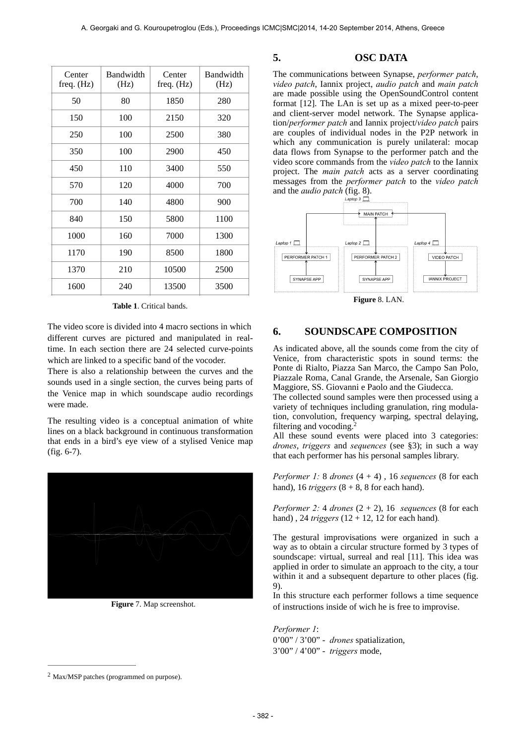| Center freq. (Hz) | Bandwidth (Hz) | Center freq. (Hz) | Bandwidth (Hz) |
|---|---|---|---|
| 50 | 80 | 1850 | 280 |
| 150 | 100 | 2150 | 320 |
| 250 | 100 | 2500 | 380 |
| 350 | 100 | 2900 | 450 |
| 450 | 110 | 3400 | 550 |
| 570 | 120 | 4000 | 700 |
| 700 | 140 | 4800 | 900 |
| 840 | 150 | 5800 | 1100 |
| 1000 | 160 | 7000 | 1300 |
| 1170 | 190 | 8500 | 1800 |
| 1370 | 210 | 10500 | 2500 |
| 1600 | 240 | 13500 | 3500 |

**Table 1**. Critical bands.

The video score is divided into 4 macro sections in which different curves are pictured and manipulated in real-time. In each section there are 24 selected curve-points which are linked to a specific band of the vocoder.

There is also a relationship between the curves and the sounds used in a single section, the curves being parts of the Venice map in which soundscape audio recordings were made.

The resulting video is a conceptual animation of white lines on a black background in continuous transformation that ends in a bird's eye view of a stylised Venice map (fig. 6-7).

**Figure** 7. Map screenshot.

## 5. OSC DATA

The communications between Synapse, *performer patch*, *video patch*, Iannix project, *audio patch* and *main patch* are made possible using the OpenSoundControl content format [12]. The LAn is set up as a mixed peer-to-peer and client-server model network. The Synapse application/*performer patch* and Iannix project/*video patch* pairs are couples of individual nodes in the P2P network in which any communication is purely unilateral: mocap data flows from Synapse to the performer patch and the video score commands from the *video patch* to the Iannix project. The *main patch* acts as a server coordinating messages from the *performer patch* to the *video patch* and the *audio patch* (fig. 8).

**Figure** 8. LAN.

## 6. SOUNDSCAPE COMPOSITION

As indicated above, all the sounds come from the city of Venice, from characteristic spots in sound terms: the Ponte di Rialto, Piazza San Marco, the Campo San Polo, Piazzale Roma, Canal Grande, the Arsenale, San Giorgio Maggiore, SS. Giovanni e Paolo and the Giudecca.

The collected sound samples were then processed using a variety of techniques including granulation, ring modulation, convolution, frequency warping, spectral delaying, filtering and vocoding.[2]

All these sound events were placed into 3 categories: *drones*, *triggers* and *sequences* (see §3); in such a way that each performer has his personal samples library.

*Performer 1:* 8 *drones* (4 + 4) , 16 *sequences* (8 for each hand), 16 *triggers* (8 + 8, 8 for each hand).

*Performer 2:* 4 *drones* (2 + 2), 16 *sequences* (8 for each hand) , 24 *triggers* (12 + 12, 12 for each hand).

The gestural improvisations were organized in such a way as to obtain a circular structure formed by 3 types of soundscape: virtual, surreal and real [11]. This idea was applied in order to simulate an approach to the city, a tour within it and a subsequent departure to other places (fig. 9).

In this structure each performer follows a time sequence of instructions inside of wich he is free to improvise.

*Performer 1*:
0'00" / 3'00" - *drones* spatialization,
3'00" / 4'00" - *triggers* mode,

---

[2] Max/MSP patches (programmed on purpose).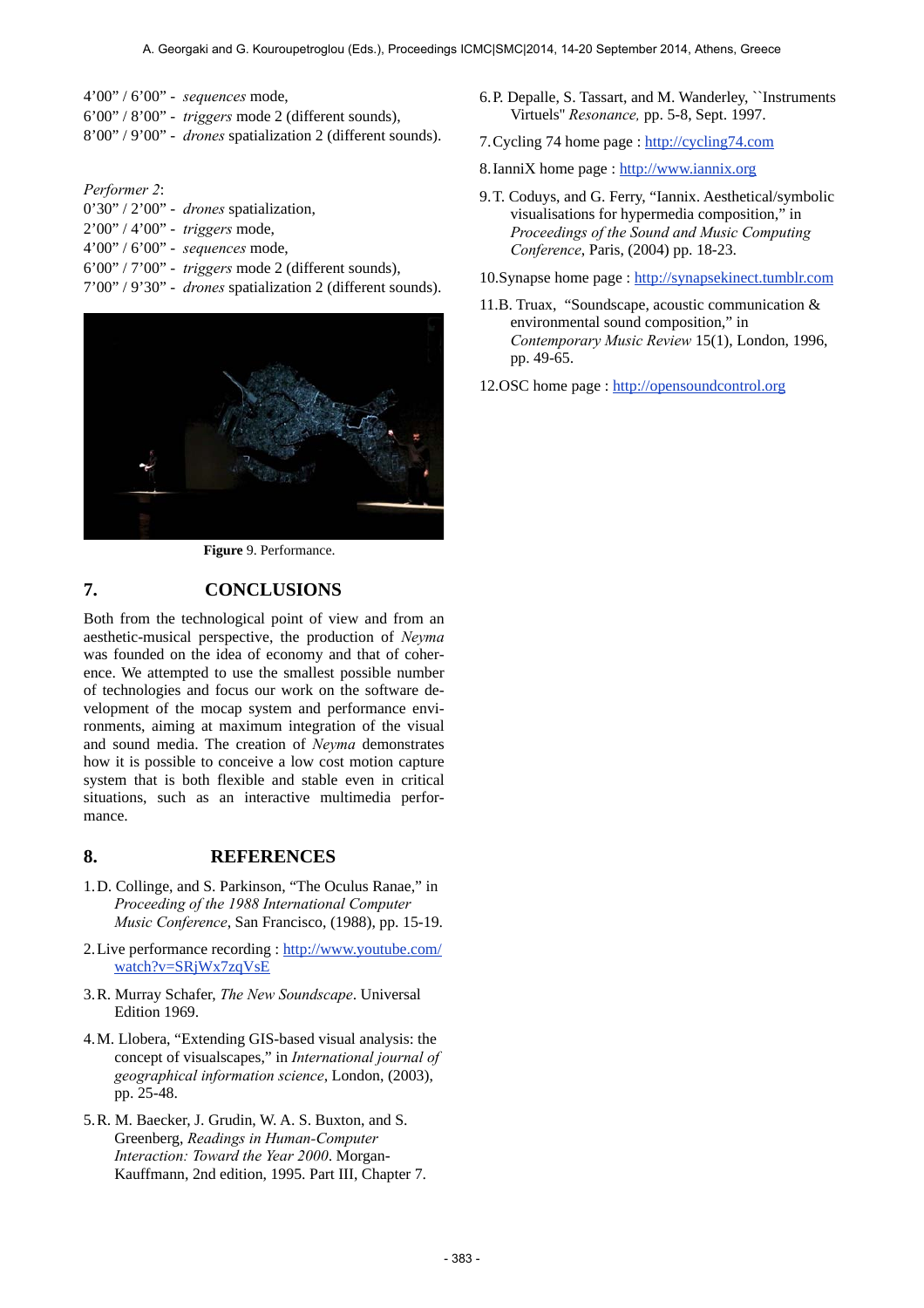4’00” / 6’00” - *sequences* mode,
6’00” / 8’00” - *triggers* mode 2 (different sounds),
8’00” / 9’00” - *drones* spatialization 2 (different sounds).

*Performer 2*:
0’30” / 2’00” - *drones* spatialization,
2’00” / 4’00” - *triggers* mode,
4’00” / 6’00” - *sequences* mode,
6’00” / 7’00” - *triggers* mode 2 (different sounds),
7’00” / 9’30” - *drones* spatialization 2 (different sounds).

**Figure** 9. Performance.

## 7. CONCLUSIONS

Both from the technological point of view and from an aesthetic-musical perspective, the production of *Neyma* was founded on the idea of economy and that of coherence. We attempted to use the smallest possible number of technologies and focus our work on the software development of the mocap system and performance environments, aiming at maximum integration of the visual and sound media. The creation of *Neyma* demonstrates how it is possible to conceive a low cost motion capture system that is both flexible and stable even in critical situations, such as an interactive multimedia performance.

## 8. REFERENCES

1. D. Collinge, and S. Parkinson, “The Oculus Ranae,” in *Proceeding of the 1988 International Computer Music Conference*, San Francisco, (1988), pp. 15-19.
2. Live performance recording : http://www.youtube.com/watch?v=SRjWx7zqVsE
3. R. Murray Schafer, *The New Soundscape*. Universal Edition 1969.
4. M. Llobera, “Extending GIS-based visual analysis: the concept of visualscapes,” in *International journal of geographical information science*, London, (2003), pp. 25-48.
5. R. M. Baecker, J. Grudin, W. A. S. Buxton, and S. Greenberg, *Readings in Human-Computer Interaction: Toward the Year 2000*. Morgan-Kauffmann, 2nd edition, 1995. Part III, Chapter 7.
6. P. Depalle, S. Tassart, and M. Wanderley, ``Instruments Virtuels'' *Resonance,* pp. 5-8, Sept. 1997.
7. Cycling 74 home page : http://cycling74.com
8. IanniX home page : http://www.iannix.org
9. T. Coduys, and G. Ferry, “Iannix. Aesthetical/symbolic visualisations for hypermedia composition,” in *Proceedings of the Sound and Music Computing Conference*, Paris, (2004) pp. 18-23.
10. Synapse home page : http://synapsekinect.tumblr.com
11. B. Truax, “Soundscape, acoustic communication & environmental sound composition,” in *Contemporary Music Review* 15(1), London, 1996, pp. 49-65.
12. OSC home page : http://opensoundcontrol.org